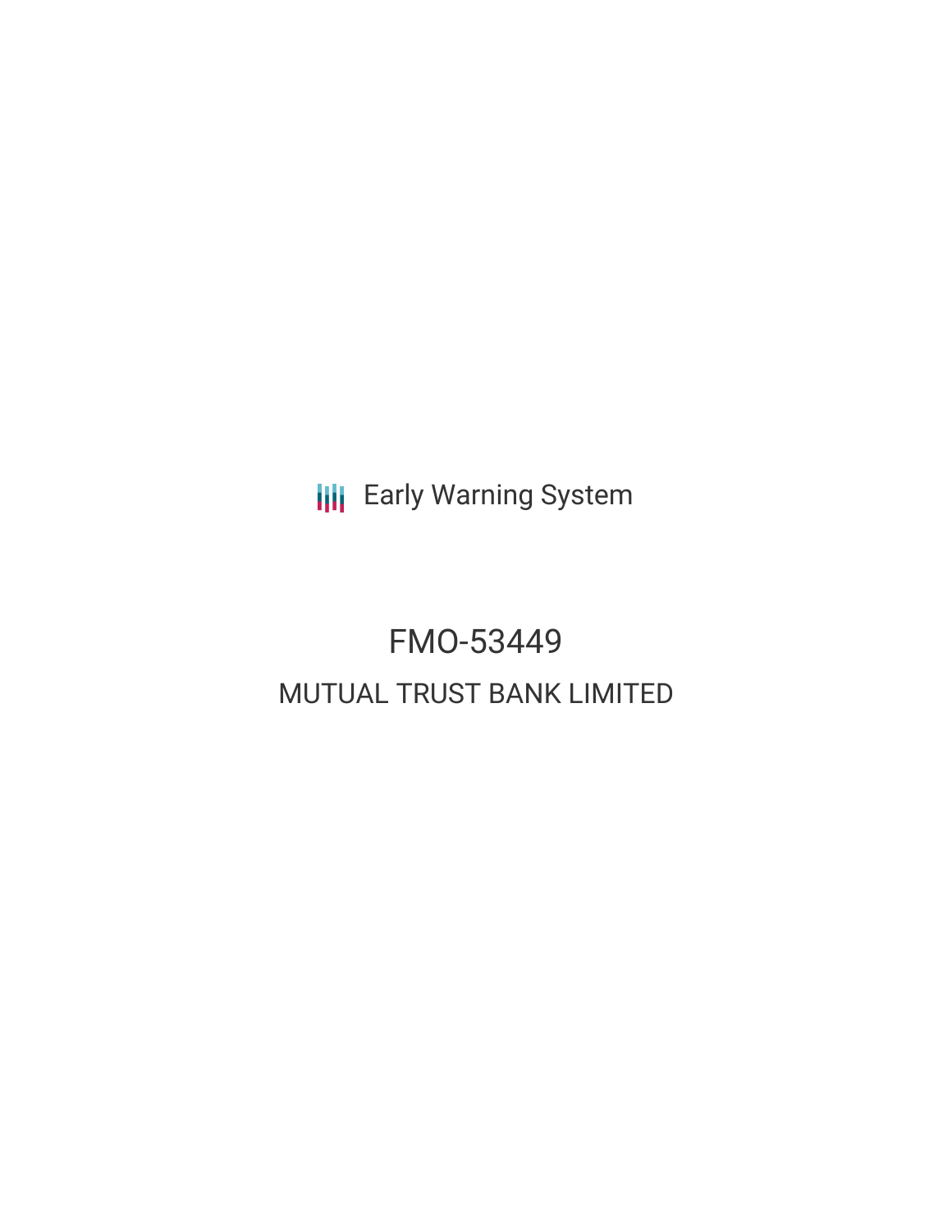Early Warning System

# FMO-53449

## MUTUAL TRUST BANK LIMITED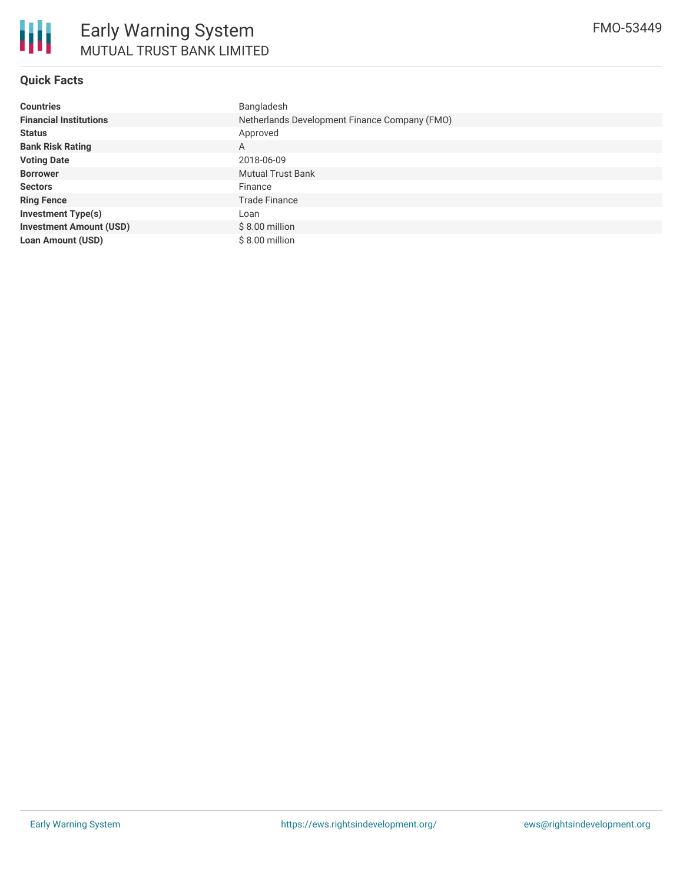# Early Warning System

## MUTUAL TRUST BANK LIMITED

FMO-53449

### Quick Facts

| | |
|---|---|
| **Countries** | Bangladesh |
| **Financial Institutions** | Netherlands Development Finance Company (FMO) |
| **Status** | Approved |
| **Bank Risk Rating** | A |
| **Voting Date** | 2018-06-09 |
| **Borrower** | Mutual Trust Bank |
| **Sectors** | Finance |
| **Ring Fence** | Trade Finance |
| **Investment Type(s)** | Loan |
| **Investment Amount (USD)** | $ 8.00 million |
| **Loan Amount (USD)** | $ 8.00 million |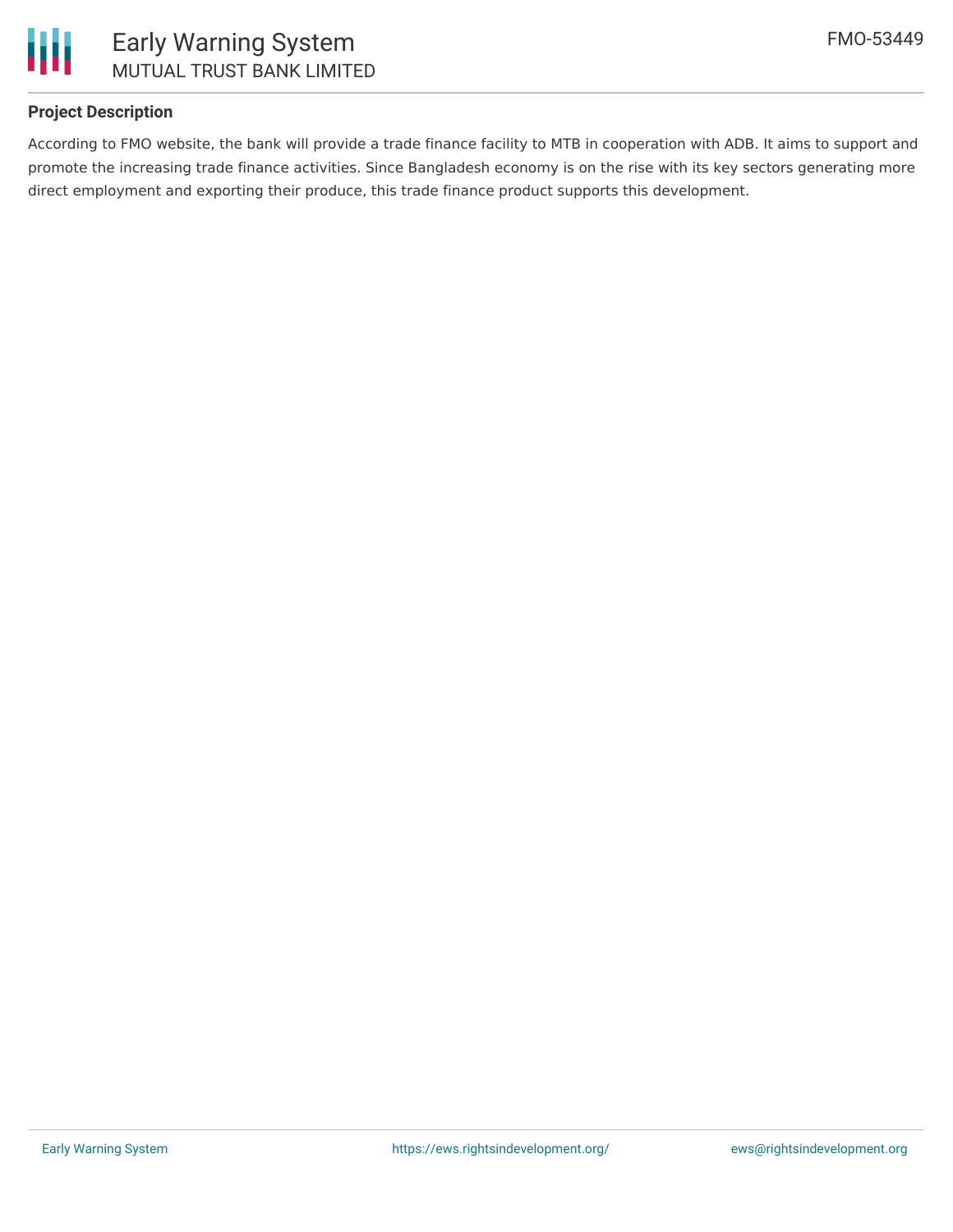### Project Description

According to FMO website, the bank will provide a trade finance facility to MTB in cooperation with ADB. It aims to support and promote the increasing trade finance activities. Since Bangladesh economy is on the rise with its key sectors generating more direct employment and exporting their produce, this trade finance product supports this development.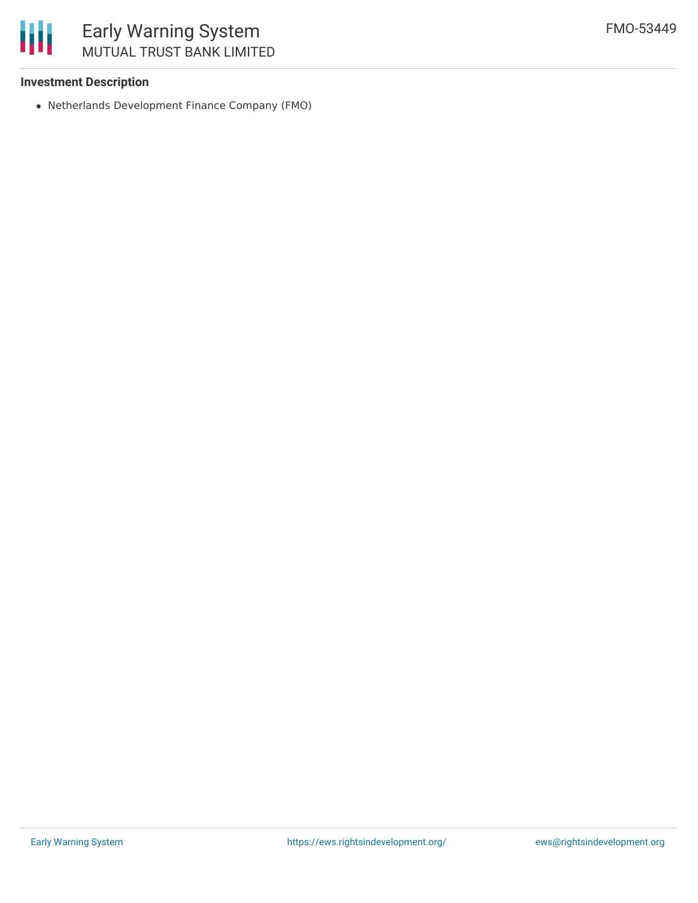### Investment Description

- Netherlands Development Finance Company (FMO)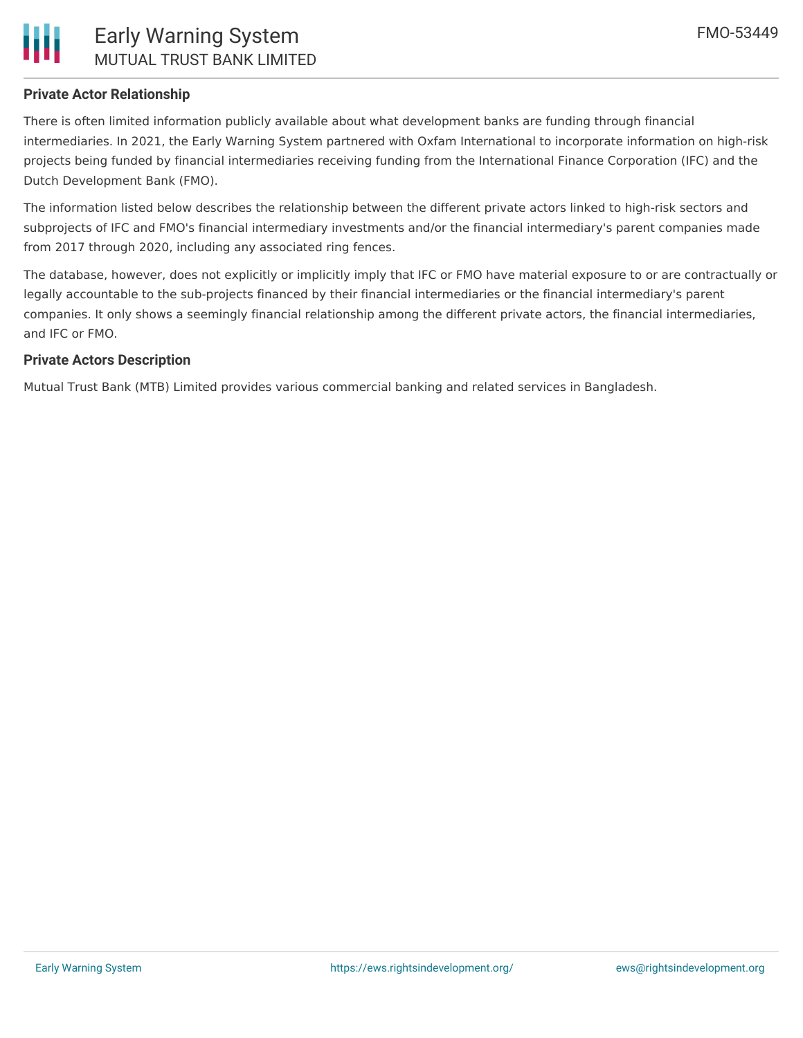### Private Actor Relationship

There is often limited information publicly available about what development banks are funding through financial intermediaries. In 2021, the Early Warning System partnered with Oxfam International to incorporate information on high-risk projects being funded by financial intermediaries receiving funding from the International Finance Corporation (IFC) and the Dutch Development Bank (FMO).

The information listed below describes the relationship between the different private actors linked to high-risk sectors and subprojects of IFC and FMO's financial intermediary investments and/or the financial intermediary's parent companies made from 2017 through 2020, including any associated ring fences.

The database, however, does not explicitly or implicitly imply that IFC or FMO have material exposure to or are contractually or legally accountable to the sub-projects financed by their financial intermediaries or the financial intermediary's parent companies. It only shows a seemingly financial relationship among the different private actors, the financial intermediaries, and IFC or FMO.

### Private Actors Description

Mutual Trust Bank (MTB) Limited provides various commercial banking and related services in Bangladesh.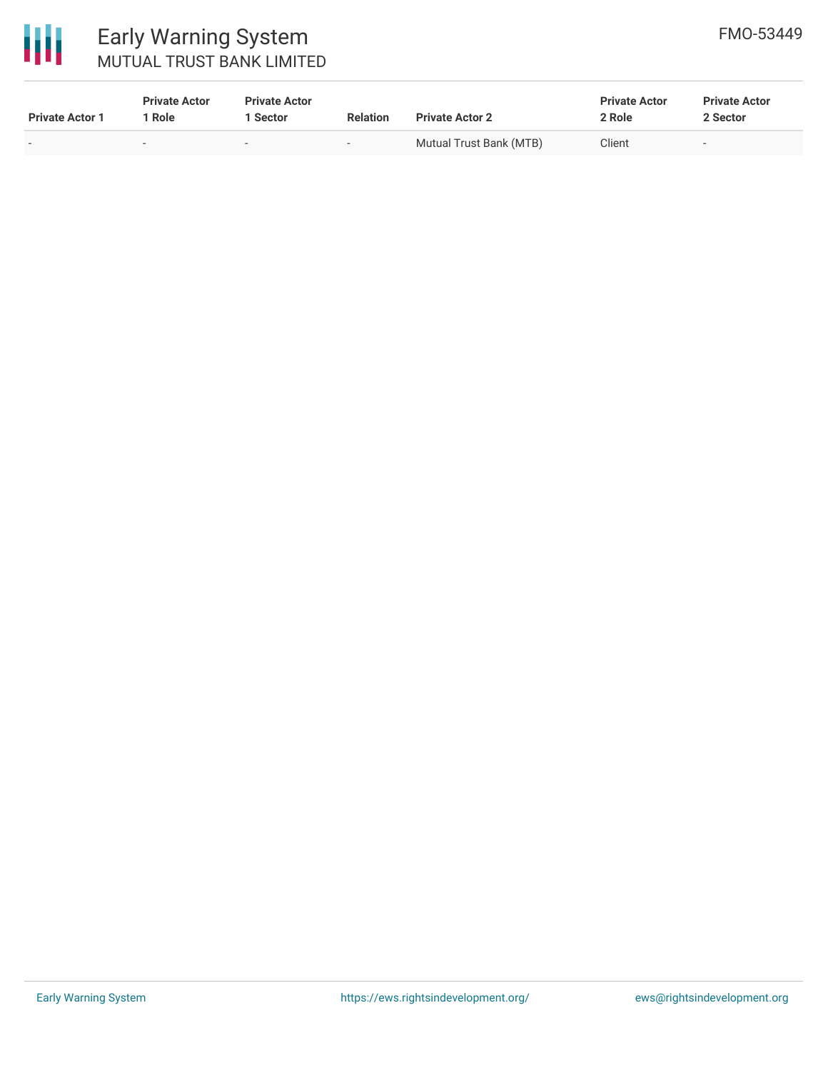| Private Actor 1 | Private Actor 1 Role | Private Actor 1 Sector | Relation | Private Actor 2 | Private Actor 2 Role | Private Actor 2 Sector |
|---|---|---|---|---|---|---|
| - | - | - | - | Mutual Trust Bank (MTB) | Client | - |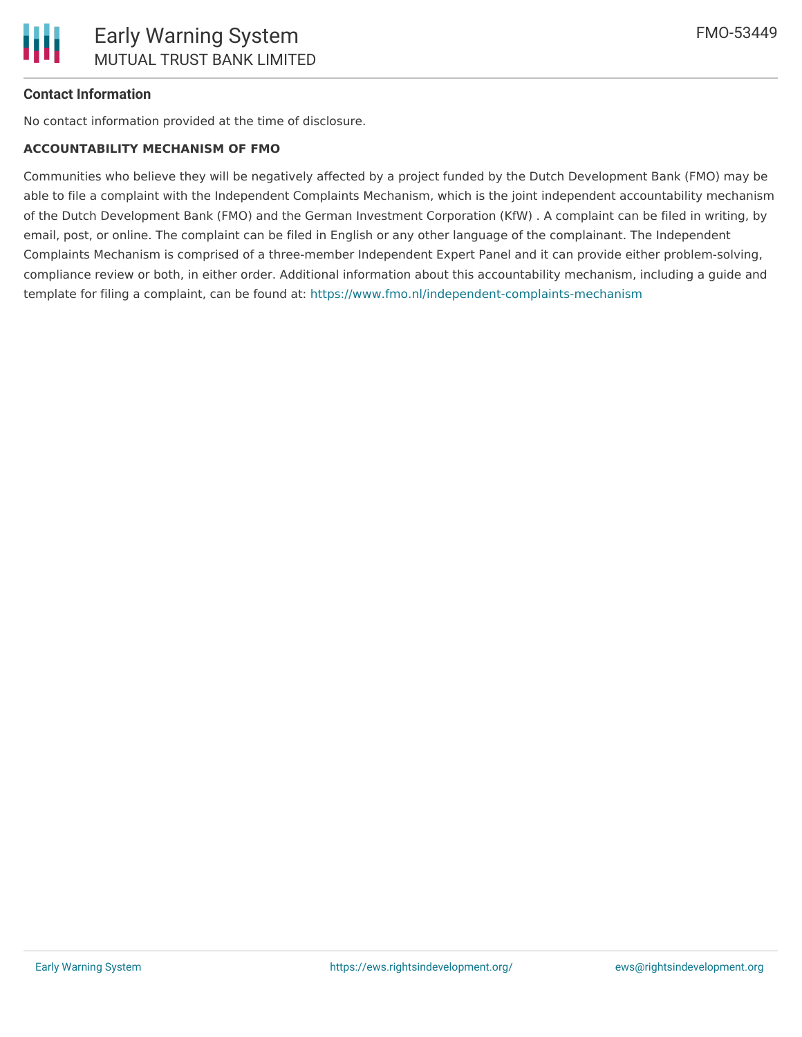**Contact Information**

No contact information provided at the time of disclosure.

**ACCOUNTABILITY MECHANISM OF FMO**

Communities who believe they will be negatively affected by a project funded by the Dutch Development Bank (FMO) may be able to file a complaint with the Independent Complaints Mechanism, which is the joint independent accountability mechanism of the Dutch Development Bank (FMO) and the German Investment Corporation (KfW) . A complaint can be filed in writing, by email, post, or online. The complaint can be filed in English or any other language of the complainant. The Independent Complaints Mechanism is comprised of a three-member Independent Expert Panel and it can provide either problem-solving, compliance review or both, in either order. Additional information about this accountability mechanism, including a guide and template for filing a complaint, can be found at: https://www.fmo.nl/independent-complaints-mechanism